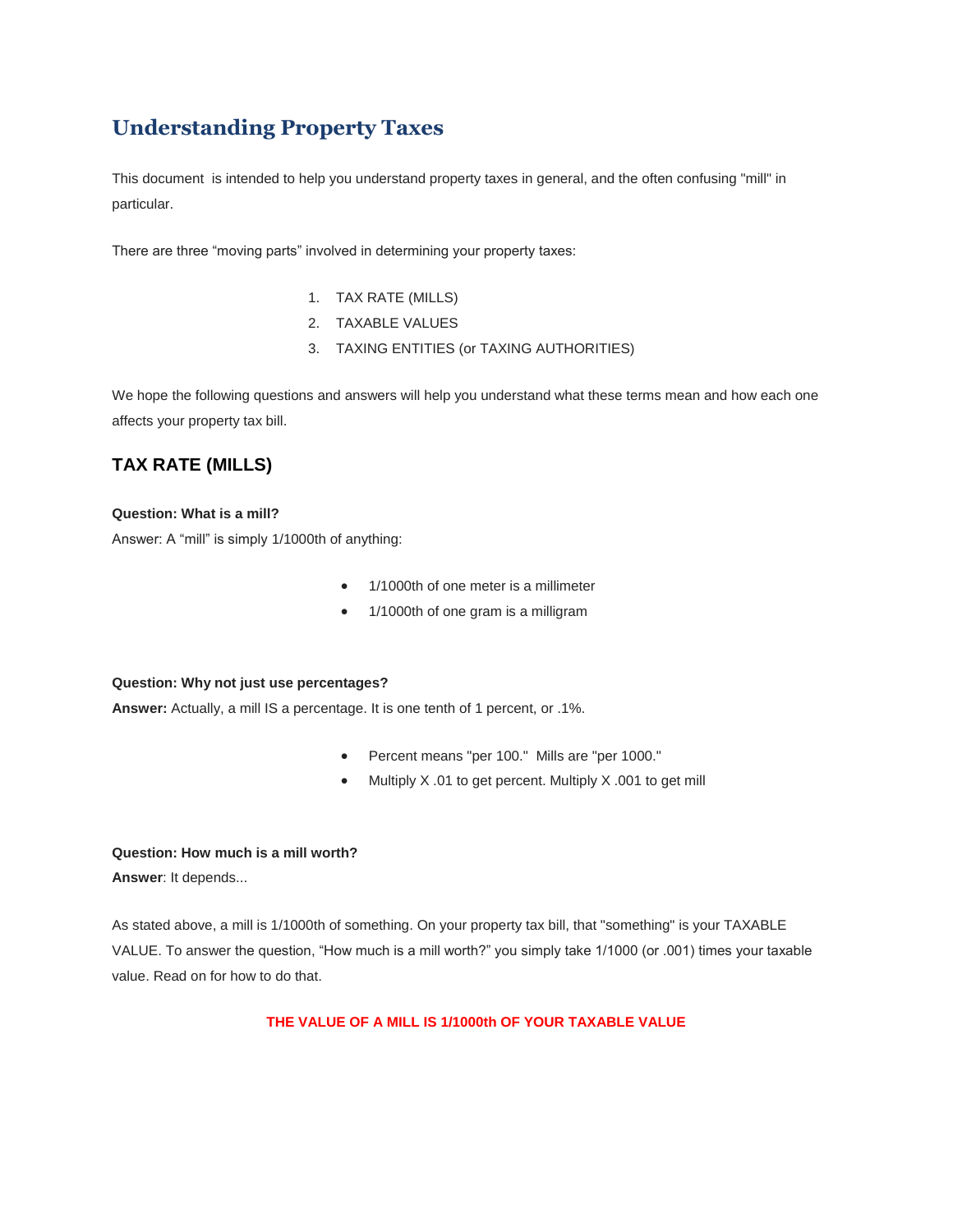# Understanding Property Taxes

This document is intended to help you understand property taxes in general, and the often confusing "mill" in particular.

There are three “moving parts” involved in determining your property taxes:

1. TAX RATE (MILLS)
2. TAXABLE VALUES
3. TAXING ENTITIES (or TAXING AUTHORITIES)

We hope the following questions and answers will help you understand what these terms mean and how each one affects your property tax bill.

## TAX RATE (MILLS)

**Question: What is a mill?**
Answer: A “mill” is simply 1/1000th of anything:

- 1/1000th of one meter is a millimeter
- 1/1000th of one gram is a milligram

**Question: Why not just use percentages?**
**Answer:** Actually, a mill IS a percentage. It is one tenth of 1 percent, or .1%.

- Percent means "per 100." Mills are "per 1000."
- Multiply X .01 to get percent. Multiply X .001 to get mill

**Question: How much is a mill worth?**
**Answer**: It depends...

As stated above, a mill is 1/1000th of something. On your property tax bill, that "something" is your TAXABLE VALUE. To answer the question, “How much is a mill worth?” you simply take 1/1000 (or .001) times your taxable value. Read on for how to do that.

**THE VALUE OF A MILL IS 1/1000th OF YOUR TAXABLE VALUE**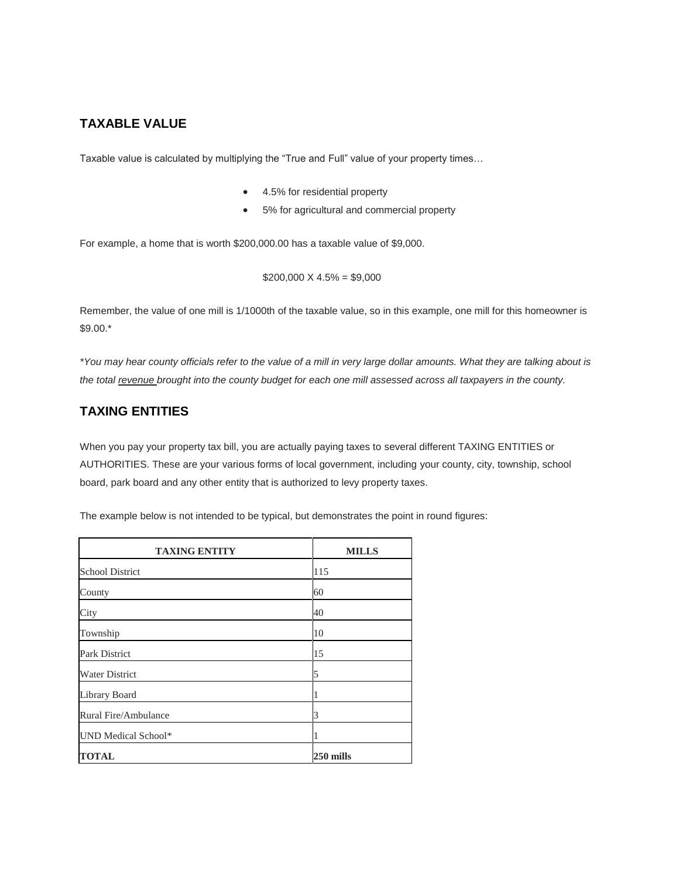## TAXABLE VALUE

Taxable value is calculated by multiplying the "True and Full" value of your property times…

- 4.5% for residential property
- 5% for agricultural and commercial property

For example, a home that is worth $200,000.00 has a taxable value of $9,000.

$200,000 X 4.5% = $9,000

Remember, the value of one mill is 1/1000th of the taxable value, so in this example, one mill for this homeowner is $9.00.*

*\*You may hear county officials refer to the value of a mill in very large dollar amounts. What they are talking about is the total revenue brought into the county budget for each one mill assessed across all taxpayers in the county.*

## TAXING ENTITIES

When you pay your property tax bill, you are actually paying taxes to several different TAXING ENTITIES or AUTHORITIES. These are your various forms of local government, including your county, city, township, school board, park board and any other entity that is authorized to levy property taxes.

The example below is not intended to be typical, but demonstrates the point in round figures:

| TAXING ENTITY | MILLS |
|---|---|
| School District | 115 |
| County | 60 |
| City | 40 |
| Township | 10 |
| Park District | 15 |
| Water District | 5 |
| Library Board | 1 |
| Rural Fire/Ambulance | 3 |
| UND Medical School* | 1 |
| **TOTAL** | **250 mills** |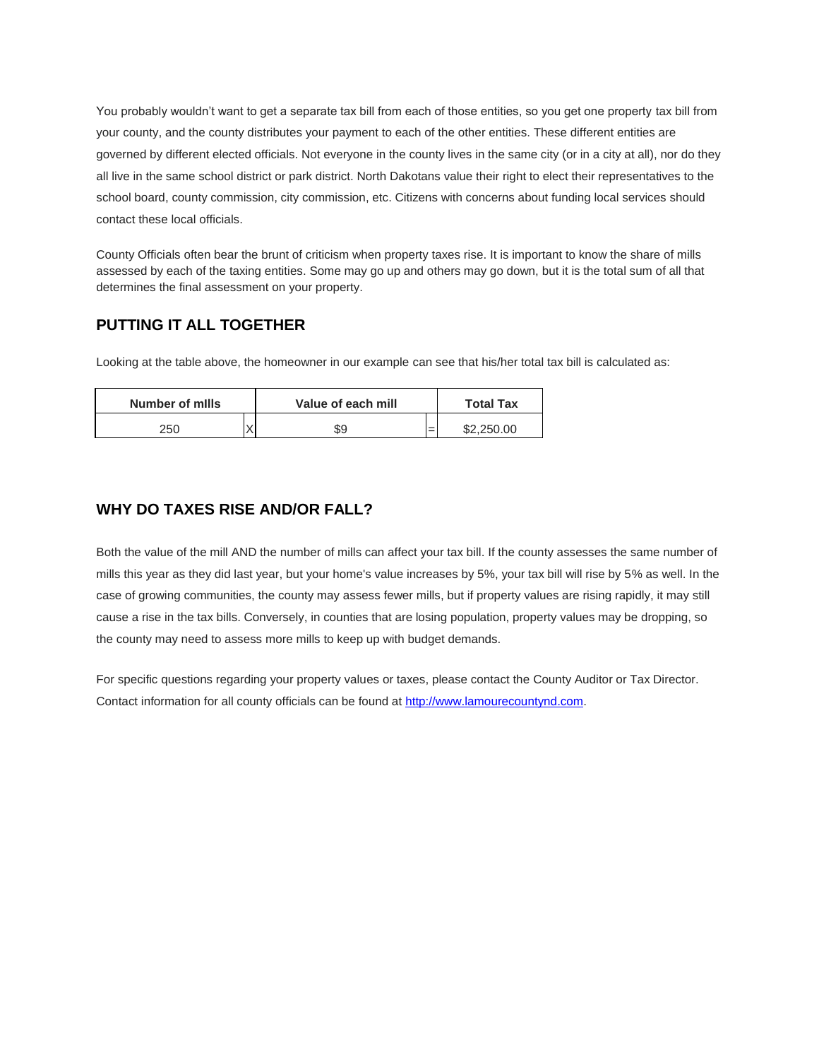You probably wouldn't want to get a separate tax bill from each of those entities, so you get one property tax bill from your county, and the county distributes your payment to each of the other entities. These different entities are governed by different elected officials. Not everyone in the county lives in the same city (or in a city at all), nor do they all live in the same school district or park district. North Dakotans value their right to elect their representatives to the school board, county commission, city commission, etc. Citizens with concerns about funding local services should contact these local officials.

County Officials often bear the brunt of criticism when property taxes rise. It is important to know the share of mills assessed by each of the taxing entities. Some may go up and others may go down, but it is the total sum of all that determines the final assessment on your property.

## PUTTING IT ALL TOGETHER

Looking at the table above, the homeowner in our example can see that his/her total tax bill is calculated as:

| Number of mIlls | | Value of each mill | | Total Tax |
|---|---|---|---|---|
| 250 | X | $9 | = | $2,250.00 |

## WHY DO TAXES RISE AND/OR FALL?

Both the value of the mill AND the number of mills can affect your tax bill. If the county assesses the same number of mills this year as they did last year, but your home's value increases by 5%, your tax bill will rise by 5% as well. In the case of growing communities, the county may assess fewer mills, but if property values are rising rapidly, it may still cause a rise in the tax bills. Conversely, in counties that are losing population, property values may be dropping, so the county may need to assess more mills to keep up with budget demands.

For specific questions regarding your property values or taxes, please contact the County Auditor or Tax Director. Contact information for all county officials can be found at [http://www.lamourecountynd.com](http://www.lamourecountynd.com).